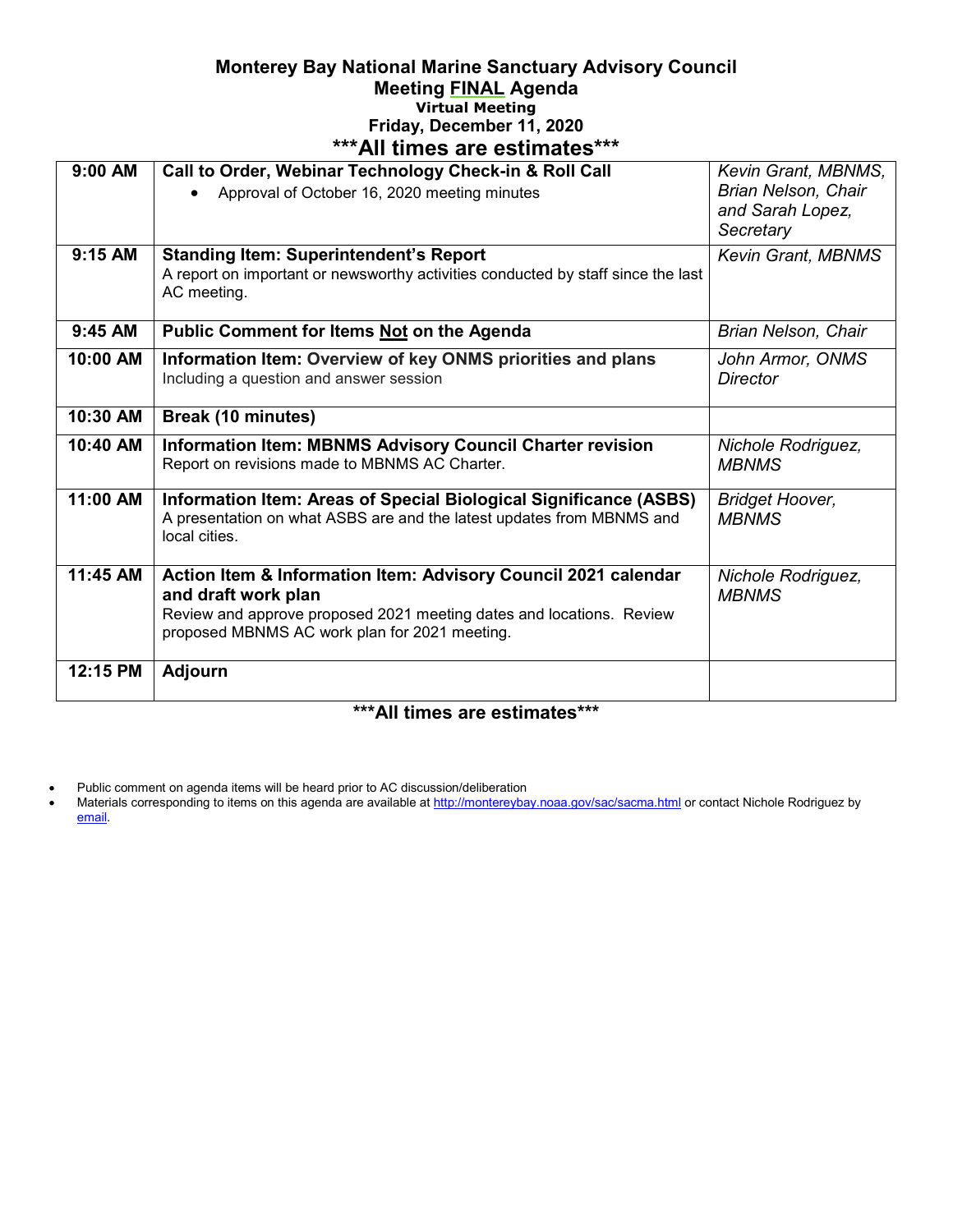# Monterey Bay National Marine Sanctuary Advisory Council
## Meeting FINAL Agenda
### Virtual Meeting
### Friday, December 11, 2020
### ***All times are estimates***

| | | |
|---|---|---|
| **9:00 AM** | **Call to Order, Webinar Technology Check-in & Roll Call**<br>• Approval of October 16, 2020 meeting minutes | *Kevin Grant, MBNMS, Brian Nelson, Chair and Sarah Lopez, Secretary* |
| **9:15 AM** | **Standing Item: Superintendent's Report**<br>A report on important or newsworthy activities conducted by staff since the last AC meeting. | *Kevin Grant, MBNMS* |
| **9:45 AM** | **Public Comment for Items Not on the Agenda** | *Brian Nelson, Chair* |
| **10:00 AM** | **Information Item: Overview of key ONMS priorities and plans**<br>Including a question and answer session | *John Armor, ONMS Director* |
| **10:30 AM** | **Break (10 minutes)** | |
| **10:40 AM** | **Information Item: MBNMS Advisory Council Charter revision**<br>Report on revisions made to MBNMS AC Charter. | *Nichole Rodriguez, MBNMS* |
| **11:00 AM** | **Information Item: Areas of Special Biological Significance (ASBS)**<br>A presentation on what ASBS are and the latest updates from MBNMS and local cities. | *Bridget Hoover, MBNMS* |
| **11:45 AM** | **Action Item & Information Item: Advisory Council 2021 calendar and draft work plan**<br>Review and approve proposed 2021 meeting dates and locations. Review proposed MBNMS AC work plan for 2021 meeting. | *Nichole Rodriguez, MBNMS* |
| **12:15 PM** | **Adjourn** | |

**\*\*\*All times are estimates\*\*\***

- Public comment on agenda items will be heard prior to AC discussion/deliberation
- Materials corresponding to items on this agenda are available at http://montereybay.noaa.gov/sac/sacma.html or contact Nichole Rodriguez by email.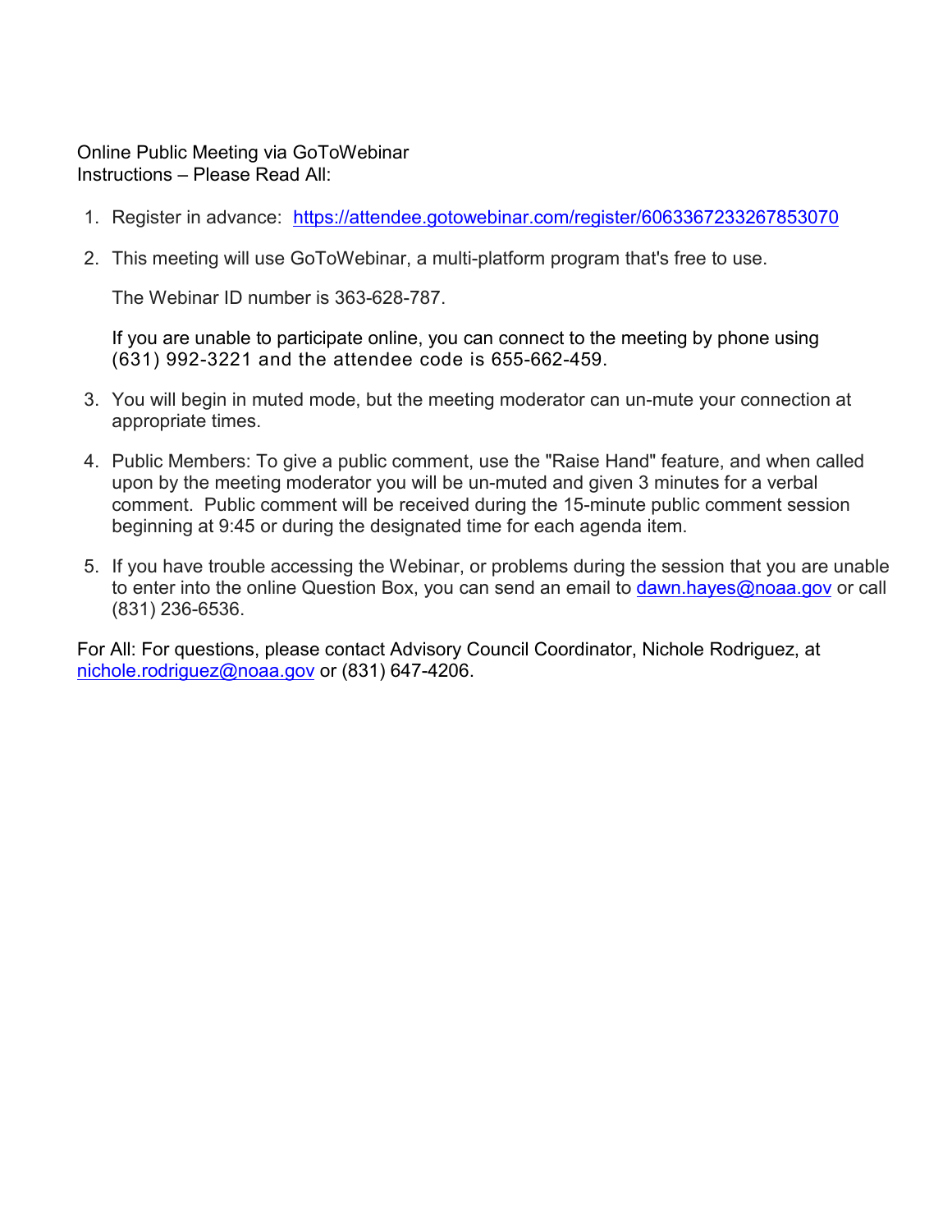Online Public Meeting via GoToWebinar
Instructions – Please Read All:

1. Register in advance: https://attendee.gotowebinar.com/register/6063367233267853070

2. This meeting will use GoToWebinar, a multi-platform program that's free to use.

   The Webinar ID number is 363-628-787.

   If you are unable to participate online, you can connect to the meeting by phone using (631) 992-3221 and the attendee code is 655-662-459.

3. You will begin in muted mode, but the meeting moderator can un-mute your connection at appropriate times.

4. Public Members: To give a public comment, use the "Raise Hand" feature, and when called upon by the meeting moderator you will be un-muted and given 3 minutes for a verbal comment. Public comment will be received during the 15-minute public comment session beginning at 9:45 or during the designated time for each agenda item.

5. If you have trouble accessing the Webinar, or problems during the session that you are unable to enter into the online Question Box, you can send an email to dawn.hayes@noaa.gov or call (831) 236-6536.

For All: For questions, please contact Advisory Council Coordinator, Nichole Rodriguez, at nichole.rodriguez@noaa.gov or (831) 647-4206.